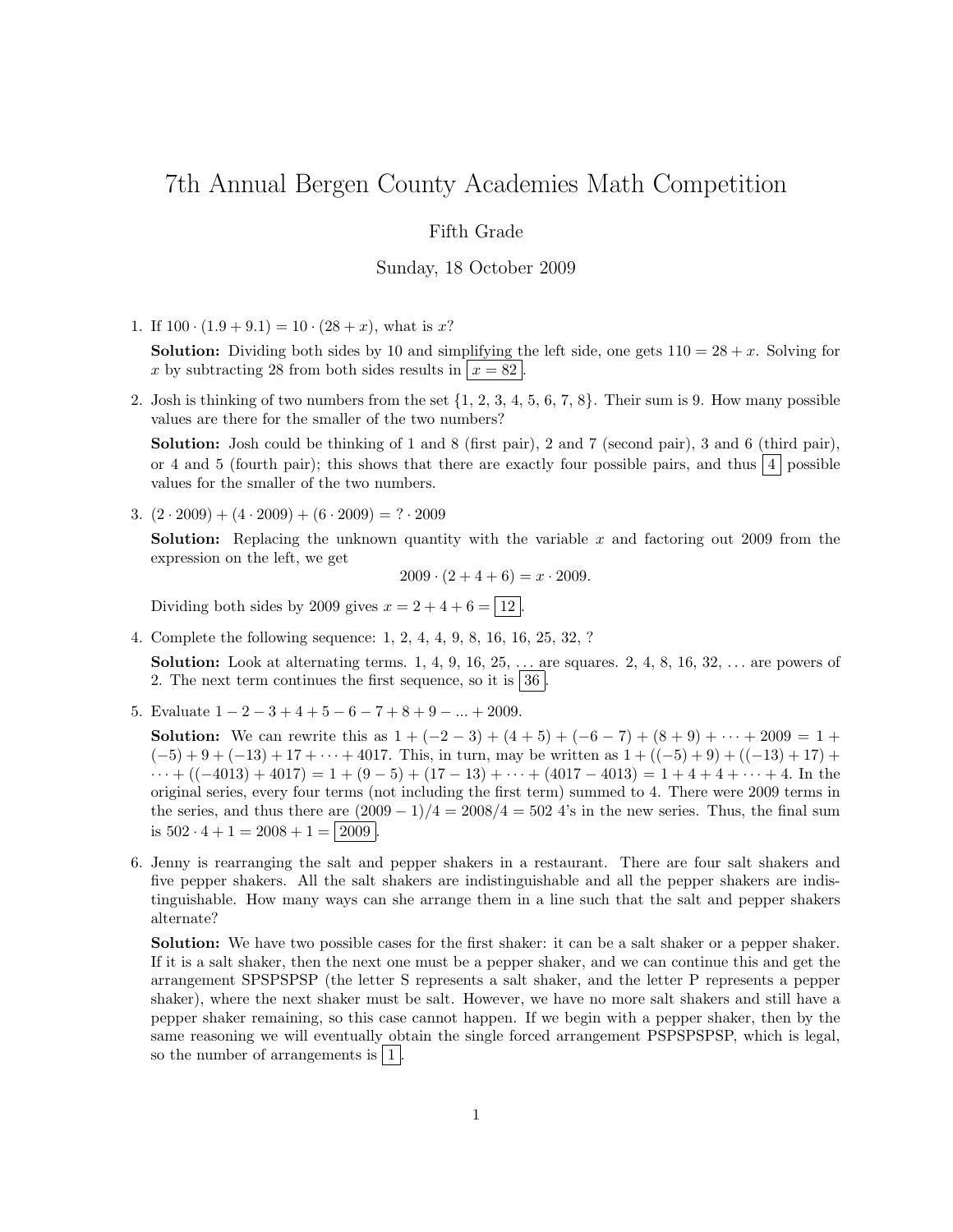# 7th Annual Bergen County Academies Math Competition

Fifth Grade

Sunday, 18 October 2009

1. If $100 \cdot (1.9 + 9.1) = 10 \cdot (28 + x)$, what is $x$?

   **Solution:** Dividing both sides by 10 and simplifying the left side, one gets $110 = 28 + x$. Solving for $x$ by subtracting 28 from both sides results in $\boxed{x = 82}$.

2. Josh is thinking of two numbers from the set $\{1, 2, 3, 4, 5, 6, 7, 8\}$. Their sum is 9. How many possible values are there for the smaller of the two numbers?

   **Solution:** Josh could be thinking of 1 and 8 (first pair), 2 and 7 (second pair), 3 and 6 (third pair), or 4 and 5 (fourth pair); this shows that there are exactly four possible pairs, and thus $\boxed{4}$ possible values for the smaller of the two numbers.

3. $(2 \cdot 2009) + (4 \cdot 2009) + (6 \cdot 2009) = ? \cdot 2009$

   **Solution:** Replacing the unknown quantity with the variable $x$ and factoring out 2009 from the expression on the left, we get

   $$2009 \cdot (2 + 4 + 6) = x \cdot 2009.$$

   Dividing both sides by 2009 gives $x = 2 + 4 + 6 = \boxed{12}$.

4. Complete the following sequence: 1, 2, 4, 4, 9, 8, 16, 16, 25, 32, ?

   **Solution:** Look at alternating terms. 1, 4, 9, 16, 25, ... are squares. 2, 4, 8, 16, 32, ... are powers of 2. The next term continues the first sequence, so it is $\boxed{36}$.

5. Evaluate $1 - 2 - 3 + 4 + 5 - 6 - 7 + 8 + 9 - ... + 2009$.

   **Solution:** We can rewrite this as $1 + (-2 - 3) + (4 + 5) + (-6 - 7) + (8 + 9) + \cdots + 2009 = 1 + (-5) + 9 + (-13) + 17 + \cdots + 4017$. This, in turn, may be written as $1 + ((-5) + 9) + ((-13) + 17) + \cdots + ((-4013) + 4017) = 1 + (9 - 5) + (17 - 13) + \cdots + (4017 - 4013) = 1 + 4 + 4 + \cdots + 4$. In the original series, every four terms (not including the first term) summed to 4. There were 2009 terms in the series, and thus there are $(2009 - 1)/4 = 2008/4 = 502$ 4's in the new series. Thus, the final sum is $502 \cdot 4 + 1 = 2008 + 1 = \boxed{2009}$.

6. Jenny is rearranging the salt and pepper shakers in a restaurant. There are four salt shakers and five pepper shakers. All the salt shakers are indistinguishable and all the pepper shakers are indistinguishable. How many ways can she arrange them in a line such that the salt and pepper shakers alternate?

   **Solution:** We have two possible cases for the first shaker: it can be a salt shaker or a pepper shaker. If it is a salt shaker, then the next one must be a pepper shaker, and we can continue this and get the arrangement SPSPSPSP (the letter S represents a salt shaker, and the letter P represents a pepper shaker), where the next shaker must be salt. However, we have no more salt shakers and still have a pepper shaker remaining, so this case cannot happen. If we begin with a pepper shaker, then by the same reasoning we will eventually obtain the single forced arrangement PSPSPSPSP, which is legal, so the number of arrangements is $\boxed{1}$.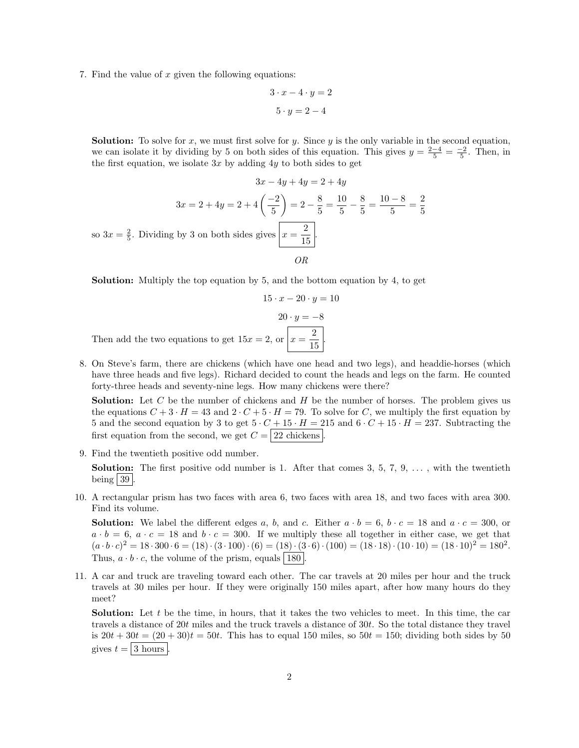7. Find the value of $x$ given the following equations:

$$3 \cdot x - 4 \cdot y = 2$$

$$5 \cdot y = 2 - 4$$

**Solution:** To solve for $x$, we must first solve for $y$. Since $y$ is the only variable in the second equation, we can isolate it by dividing by 5 on both sides of this equation. This gives $y = \frac{2-4}{5} = \frac{-2}{5}$. Then, in the first equation, we isolate $3x$ by adding $4y$ to both sides to get

$$3x - 4y + 4y = 2 + 4y$$

$$3x = 2 + 4y = 2 + 4\left(\frac{-2}{5}\right) = 2 - \frac{8}{5} = \frac{10}{5} - \frac{8}{5} = \frac{10-8}{5} = \frac{2}{5}$$

so $3x = \frac{2}{5}$. Dividing by 3 on both sides gives $\boxed{x = \frac{2}{15}}$.

*OR*

**Solution:** Multiply the top equation by 5, and the bottom equation by 4, to get

$$15 \cdot x - 20 \cdot y = 10$$

$$20 \cdot y = -8$$

Then add the two equations to get $15x = 2$, or $\boxed{x = \frac{2}{15}}$.

8. On Steve's farm, there are chickens (which have one head and two legs), and headdie-horses (which have three heads and five legs). Richard decided to count the heads and legs on the farm. He counted forty-three heads and seventy-nine legs. How many chickens were there?

**Solution:** Let $C$ be the number of chickens and $H$ be the number of horses. The problem gives us the equations $C + 3 \cdot H = 43$ and $2 \cdot C + 5 \cdot H = 79$. To solve for $C$, we multiply the first equation by 5 and the second equation by 3 to get $5 \cdot C + 15 \cdot H = 215$ and $6 \cdot C + 15 \cdot H = 237$. Subtracting the first equation from the second, we get $C = \boxed{22 \text{ chickens}}$.

9. Find the twentieth positive odd number.

**Solution:** The first positive odd number is 1. After that comes 3, 5, 7, 9, ... , with the twentieth being $\boxed{39}$.

10. A rectangular prism has two faces with area 6, two faces with area 18, and two faces with area 300. Find its volume.

**Solution:** We label the different edges $a$, $b$, and $c$. Either $a \cdot b = 6$, $b \cdot c = 18$ and $a \cdot c = 300$, or $a \cdot b = 6$, $a \cdot c = 18$ and $b \cdot c = 300$. If we multiply these all together in either case, we get that $(a \cdot b \cdot c)^2 = 18 \cdot 300 \cdot 6 = (18) \cdot (3 \cdot 100) \cdot (6) = (18) \cdot (3 \cdot 6) \cdot (100) = (18 \cdot 18) \cdot (10 \cdot 10) = (18 \cdot 10)^2 = 180^2$. Thus, $a \cdot b \cdot c$, the volume of the prism, equals $\boxed{180}$.

11. A car and truck are traveling toward each other. The car travels at 20 miles per hour and the truck travels at 30 miles per hour. If they were originally 150 miles apart, after how many hours do they meet?

**Solution:** Let $t$ be the time, in hours, that it takes the two vehicles to meet. In this time, the car travels a distance of $20t$ miles and the truck travels a distance of $30t$. So the total distance they travel is $20t + 30t = (20 + 30)t = 50t$. This has to equal 150 miles, so $50t = 150$; dividing both sides by 50 gives $t = \boxed{3 \text{ hours}}$.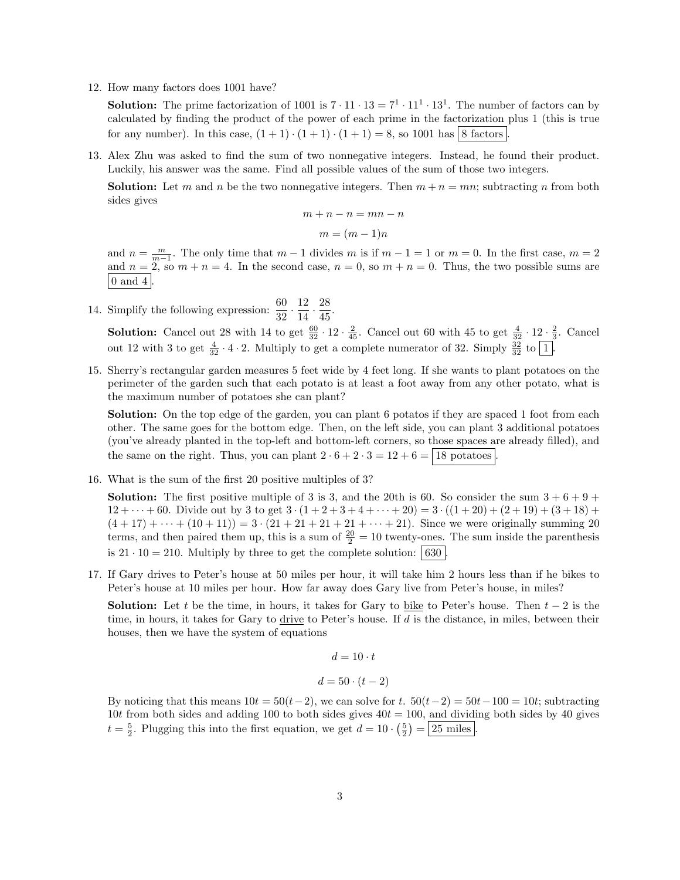12. How many factors does 1001 have?

    **Solution:** The prime factorization of 1001 is $7 \cdot 11 \cdot 13 = 7^1 \cdot 11^1 \cdot 13^1$. The number of factors can by calculated by finding the product of the power of each prime in the factorization plus 1 (this is true for any number). In this case, $(1+1) \cdot (1+1) \cdot (1+1) = 8$, so 1001 has $\boxed{\text{8 factors}}$.

13. Alex Zhu was asked to find the sum of two nonnegative integers. Instead, he found their product. Luckily, his answer was the same. Find all possible values of the sum of those two integers.

    **Solution:** Let $m$ and $n$ be the two nonnegative integers. Then $m + n = mn$; subtracting $n$ from both sides gives

    $$m + n - n = mn - n$$

    $$m = (m-1)n$$

    and $n = \frac{m}{m-1}$. The only time that $m - 1$ divides $m$ is if $m - 1 = 1$ or $m = 0$. In the first case, $m = 2$ and $n = 2$, so $m + n = 4$. In the second case, $n = 0$, so $m + n = 0$. Thus, the two possible sums are $\boxed{\text{0 and 4}}$.

14. Simplify the following expression: $\frac{60}{32} \cdot \frac{12}{14} \cdot \frac{28}{45}$.

    **Solution:** Cancel out 28 with 14 to get $\frac{60}{32} \cdot 12 \cdot \frac{2}{45}$. Cancel out 60 with 45 to get $\frac{4}{32} \cdot 12 \cdot \frac{2}{3}$. Cancel out 12 with 3 to get $\frac{4}{32} \cdot 4 \cdot 2$. Multiply to get a complete numerator of 32. Simply $\frac{32}{32}$ to $\boxed{1}$.

15. Sherry's rectangular garden measures 5 feet wide by 4 feet long. If she wants to plant potatoes on the perimeter of the garden such that each potato is at least a foot away from any other potato, what is the maximum number of potatoes she can plant?

    **Solution:** On the top edge of the garden, you can plant 6 potatos if they are spaced 1 foot from each other. The same goes for the bottom edge. Then, on the left side, you can plant 3 additional potatoes (you've already planted in the top-left and bottom-left corners, so those spaces are already filled), and the same on the right. Thus, you can plant $2 \cdot 6 + 2 \cdot 3 = 12 + 6 = \boxed{\text{18 potatoes}}$.

16. What is the sum of the first 20 positive multiples of 3?

    **Solution:** The first positive multiple of 3 is 3, and the 20th is 60. So consider the sum $3 + 6 + 9 + 12 + \cdots + 60$. Divide out by 3 to get $3 \cdot (1 + 2 + 3 + 4 + \cdots + 20) = 3 \cdot ((1 + 20) + (2 + 19) + (3 + 18) + (4 + 17) + \cdots + (10 + 11)) = 3 \cdot (21 + 21 + 21 + 21 + \cdots + 21)$. Since we were originally summing 20 terms, and then paired them up, this is a sum of $\frac{20}{2} = 10$ twenty-ones. The sum inside the parenthesis is $21 \cdot 10 = 210$. Multiply by three to get the complete solution: $\boxed{630}$.

17. If Gary drives to Peter's house at 50 miles per hour, it will take him 2 hours less than if he bikes to Peter's house at 10 miles per hour. How far away does Gary live from Peter's house, in miles?

    **Solution:** Let $t$ be the time, in hours, it takes for Gary to <u>bike</u> to Peter's house. Then $t - 2$ is the time, in hours, it takes for Gary to <u>drive</u> to Peter's house. If $d$ is the distance, in miles, between their houses, then we have the system of equations

    $$d = 10 \cdot t$$

    $$d = 50 \cdot (t-2)$$

    By noticing that this means $10t = 50(t-2)$, we can solve for $t$. $50(t-2) = 50t - 100 = 10t$; subtracting $10t$ from both sides and adding 100 to both sides gives $40t = 100$, and dividing both sides by 40 gives $t = \frac{5}{2}$. Plugging this into the first equation, we get $d = 10 \cdot \left(\frac{5}{2}\right) = \boxed{\text{25 miles}}$.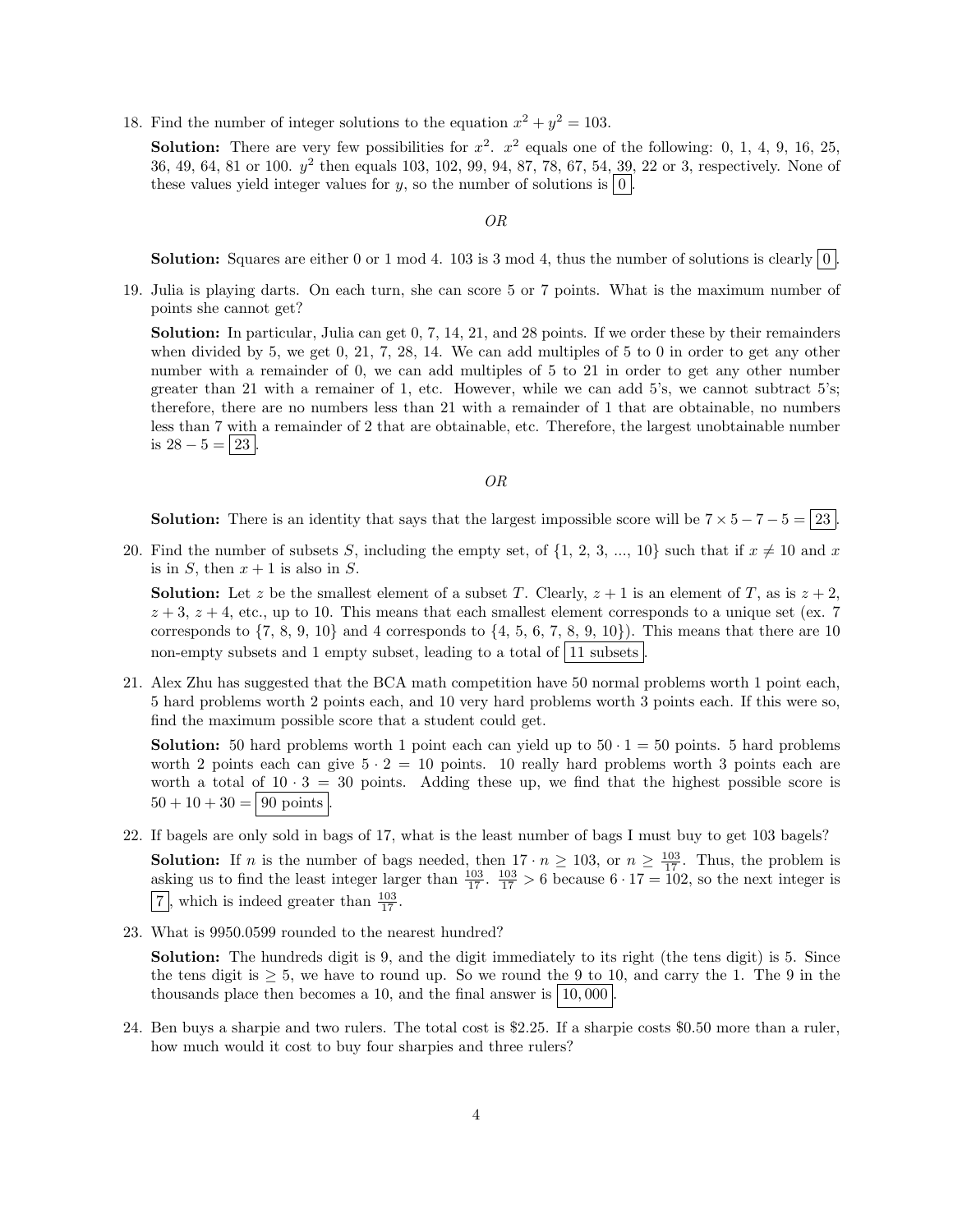18. Find the number of integer solutions to the equation $x^2 + y^2 = 103$.

    **Solution:** There are very few possibilities for $x^2$. $x^2$ equals one of the following: 0, 1, 4, 9, 16, 25, 36, 49, 64, 81 or 100. $y^2$ then equals 103, 102, 99, 94, 87, 78, 67, 54, 39, 22 or 3, respectively. None of these values yield integer values for $y$, so the number of solutions is $\boxed{0}$.

    *OR*

    **Solution:** Squares are either 0 or 1 mod 4. 103 is 3 mod 4, thus the number of solutions is clearly $\boxed{0}$.

19. Julia is playing darts. On each turn, she can score 5 or 7 points. What is the maximum number of points she cannot get?

    **Solution:** In particular, Julia can get 0, 7, 14, 21, and 28 points. If we order these by their remainders when divided by 5, we get 0, 21, 7, 28, 14. We can add multiples of 5 to 0 in order to get any other number with a remainder of 0, we can add multiples of 5 to 21 in order to get any other number greater than 21 with a remainer of 1, etc. However, while we can add 5's, we cannot subtract 5's; therefore, there are no numbers less than 21 with a remainder of 1 that are obtainable, no numbers less than 7 with a remainder of 2 that are obtainable, etc. Therefore, the largest unobtainable number is $28 - 5 = \boxed{23}$.

    *OR*

    **Solution:** There is an identity that says that the largest impossible score will be $7 \times 5 - 7 - 5 = \boxed{23}$.

20. Find the number of subsets $S$, including the empty set, of $\{1, 2, 3, ..., 10\}$ such that if $x \neq 10$ and $x$ is in $S$, then $x + 1$ is also in $S$.

    **Solution:** Let $z$ be the smallest element of a subset $T$. Clearly, $z + 1$ is an element of $T$, as is $z + 2$, $z + 3$, $z + 4$, etc., up to 10. This means that each smallest element corresponds to a unique set (ex. 7 corresponds to $\{7, 8, 9, 10\}$ and 4 corresponds to $\{4, 5, 6, 7, 8, 9, 10\}$). This means that there are 10 non-empty subsets and 1 empty subset, leading to a total of $\boxed{\text{11 subsets}}$.

21. Alex Zhu has suggested that the BCA math competition have 50 normal problems worth 1 point each, 5 hard problems worth 2 points each, and 10 very hard problems worth 3 points each. If this were so, find the maximum possible score that a student could get.

    **Solution:** 50 hard problems worth 1 point each can yield up to $50 \cdot 1 = 50$ points. 5 hard problems worth 2 points each can give $5 \cdot 2 = 10$ points. 10 really hard problems worth 3 points each are worth a total of $10 \cdot 3 = 30$ points. Adding these up, we find that the highest possible score is $50 + 10 + 30 = \boxed{\text{90 points}}$.

22. If bagels are only sold in bags of 17, what is the least number of bags I must buy to get 103 bagels?

    **Solution:** If $n$ is the number of bags needed, then $17 \cdot n \geq 103$, or $n \geq \frac{103}{17}$. Thus, the problem is asking us to find the least integer larger than $\frac{103}{17}$. $\frac{103}{17} > 6$ because $6 \cdot 17 = 102$, so the next integer is $\boxed{7}$, which is indeed greater than $\frac{103}{17}$.

23. What is 9950.0599 rounded to the nearest hundred?

    **Solution:** The hundreds digit is 9, and the digit immediately to its right (the tens digit) is 5. Since the tens digit is $\geq 5$, we have to round up. So we round the 9 to 10, and carry the 1. The 9 in the thousands place then becomes a 10, and the final answer is $\boxed{10,000}$.

24. Ben buys a sharpie and two rulers. The total cost is \$2.25. If a sharpie costs \$0.50 more than a ruler, how much would it cost to buy four sharpies and three rulers?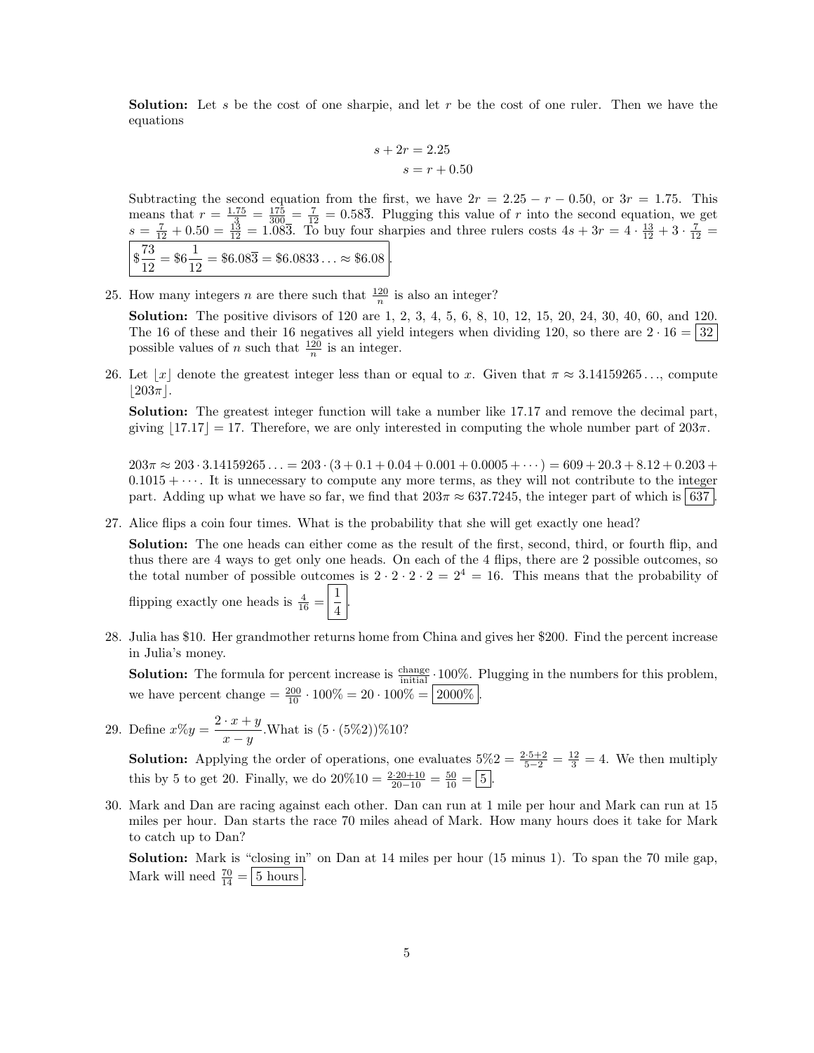**Solution:** Let $s$ be the cost of one sharpie, and let $r$ be the cost of one ruler. Then we have the equations

$$s + 2r = 2.25$$
$$s = r + 0.50$$

Subtracting the second equation from the first, we have $2r = 2.25 - r - 0.50$, or $3r = 1.75$. This means that $r = \frac{1.75}{3} = \frac{175}{300} = \frac{7}{12} = 0.58\overline{3}$. Plugging this value of $r$ into the second equation, we get $s = \frac{7}{12} + 0.50 = \frac{13}{12} = 1.08\overline{3}$. To buy four sharpies and three rulers costs $4s + 3r = 4 \cdot \frac{13}{12} + 3 \cdot \frac{7}{12} =$ $\boxed{\$\frac{73}{12} = \$6\frac{1}{12} = \$6.08\overline{3} = \$6.0833\ldots \approx \$6.08}$.

25. How many integers $n$ are there such that $\frac{120}{n}$ is also an integer?

    **Solution:** The positive divisors of 120 are 1, 2, 3, 4, 5, 6, 8, 10, 12, 15, 20, 24, 30, 40, 60, and 120. The 16 of these and their 16 negatives all yield integers when dividing 120, so there are $2 \cdot 16 = \boxed{32}$ possible values of $n$ such that $\frac{120}{n}$ is an integer.

26. Let $\lfloor x \rfloor$ denote the greatest integer less than or equal to $x$. Given that $\pi \approx 3.14159265\ldots$, compute $\lfloor 203\pi \rfloor$.

    **Solution:** The greatest integer function will take a number like 17.17 and remove the decimal part, giving $\lfloor 17.17 \rfloor = 17$. Therefore, we are only interested in computing the whole number part of $203\pi$.

    $203\pi \approx 203 \cdot 3.14159265\ldots = 203 \cdot (3 + 0.1 + 0.04 + 0.001 + 0.0005 + \cdots) = 609 + 20.3 + 8.12 + 0.203 + 0.1015 + \cdots$. It is unnecessary to compute any more terms, as they will not contribute to the integer part. Adding up what we have so far, we find that $203\pi \approx 637.7245$, the integer part of which is $\boxed{637}$.

27. Alice flips a coin four times. What is the probability that she will get exactly one head?

    **Solution:** The one heads can either come as the result of the first, second, third, or fourth flip, and thus there are 4 ways to get only one heads. On each of the 4 flips, there are 2 possible outcomes, so the total number of possible outcomes is $2 \cdot 2 \cdot 2 \cdot 2 = 2^4 = 16$. This means that the probability of flipping exactly one heads is $\frac{4}{16} = \boxed{\frac{1}{4}}$.

28. Julia has \$10. Her grandmother returns home from China and gives her \$200. Find the percent increase in Julia's money.

    **Solution:** The formula for percent increase is $\frac{\text{change}}{\text{initial}} \cdot 100\%$. Plugging in the numbers for this problem, we have percent change $= \frac{200}{10} \cdot 100\% = 20 \cdot 100\% = \boxed{2000\%}$.

29. Define $x\%y = \dfrac{2 \cdot x + y}{x - y}$. What is $(5 \cdot (5\%2))\%10$?

    **Solution:** Applying the order of operations, one evaluates $5\%2 = \frac{2 \cdot 5 + 2}{5 - 2} = \frac{12}{3} = 4$. We then multiply this by 5 to get 20. Finally, we do $20\%10 = \frac{2 \cdot 20 + 10}{20 - 10} = \frac{50}{10} = \boxed{5}$.

30. Mark and Dan are racing against each other. Dan can run at 1 mile per hour and Mark can run at 15 miles per hour. Dan starts the race 70 miles ahead of Mark. How many hours does it take for Mark to catch up to Dan?

    **Solution:** Mark is "closing in" on Dan at 14 miles per hour (15 minus 1). To span the 70 mile gap, Mark will need $\frac{70}{14} = \boxed{5 \text{ hours}}$.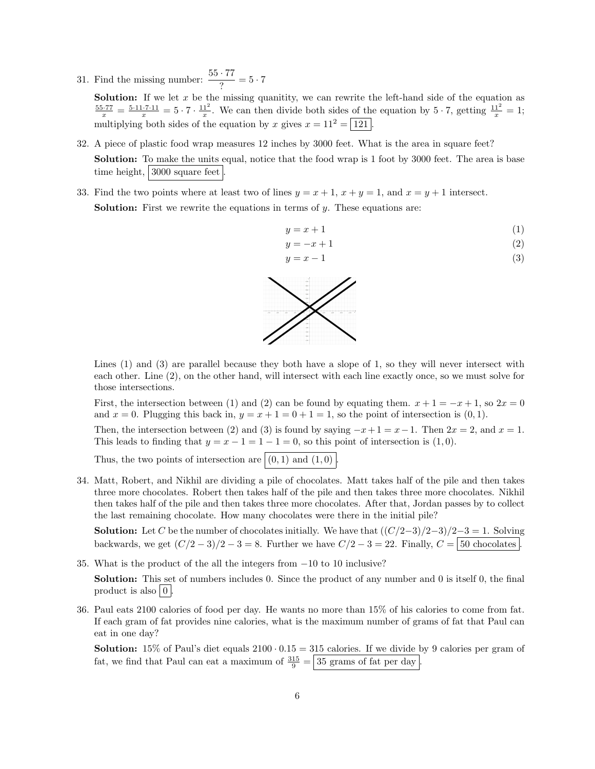31. Find the missing number: $\dfrac{55 \cdot 77}{?} = 5 \cdot 7$

    **Solution:** If we let $x$ be the missing quanitity, we can rewrite the left-hand side of the equation as $\frac{55 \cdot 77}{x} = \frac{5 \cdot 11 \cdot 7 \cdot 11}{x} = 5 \cdot 7 \cdot \frac{11^2}{x}$. We can then divide both sides of the equation by $5 \cdot 7$, getting $\frac{11^2}{x} = 1$; multiplying both sides of the equation by $x$ gives $x = 11^2 = \boxed{121}$.

32. A piece of plastic food wrap measures 12 inches by 3000 feet. What is the area in square feet?

    **Solution:** To make the units equal, notice that the food wrap is 1 foot by 3000 feet. The area is base time height, $\boxed{\text{3000 square feet}}$.

33. Find the two points where at least two of lines $y = x + 1$, $x + y = 1$, and $x = y + 1$ intersect.

    **Solution:** First we rewrite the equations in terms of $y$. These equations are:

$$y = x + 1 \tag{1}$$
$$y = -x + 1 \tag{2}$$
$$y = x - 1 \tag{3}$$

    Lines (1) and (3) are parallel because they both have a slope of 1, so they will never intersect with each other. Line (2), on the other hand, will intersect with each line exactly once, so we must solve for those intersections.

    First, the intersection between (1) and (2) can be found by equating them. $x + 1 = -x + 1$, so $2x = 0$ and $x = 0$. Plugging this back in, $y = x + 1 = 0 + 1 = 1$, so the point of intersection is $(0, 1)$.

    Then, the intersection between (2) and (3) is found by saying $-x + 1 = x - 1$. Then $2x = 2$, and $x = 1$. This leads to finding that $y = x - 1 = 1 - 1 = 0$, so this point of intersection is $(1, 0)$.

    Thus, the two points of intersection are $\boxed{(0, 1) \text{ and } (1, 0)}$.

34. Matt, Robert, and Nikhil are dividing a pile of chocolates. Matt takes half of the pile and then takes three more chocolates. Robert then takes half of the pile and then takes three more chocolates. Nikhil then takes half of the pile and then takes three more chocolates. After that, Jordan passes by to collect the last remaining chocolate. How many chocolates were there in the initial pile?

    **Solution:** Let $C$ be the number of chocolates initially. We have that $((C/2 - 3)/2 - 3)/2 - 3 = 1$. Solving backwards, we get $(C/2 - 3)/2 - 3 = 8$. Further we have $C/2 - 3 = 22$. Finally, $C = \boxed{\text{50 chocolates}}$.

35. What is the product of the all the integers from $-10$ to 10 inclusive?

    **Solution:** This set of numbers includes 0. Since the product of any number and 0 is itself 0, the final product is also $\boxed{0}$.

36. Paul eats 2100 calories of food per day. He wants no more than 15% of his calories to come from fat. If each gram of fat provides nine calories, what is the maximum number of grams of fat that Paul can eat in one day?

    **Solution:** 15% of Paul's diet equals $2100 \cdot 0.15 = 315$ calories. If we divide by 9 calories per gram of fat, we find that Paul can eat a maximum of $\frac{315}{9} = \boxed{\text{35 grams of fat per day}}$.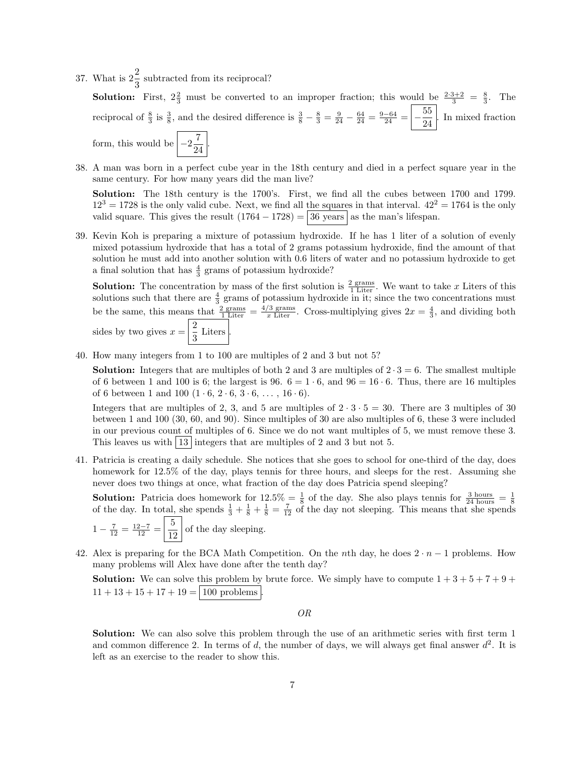37. What is $2\frac{2}{3}$ subtracted from its reciprocal?

    **Solution:** First, $2\frac{2}{3}$ must be converted to an improper fraction; this would be $\frac{2\cdot3+2}{3} = \frac{8}{3}$. The reciprocal of $\frac{8}{3}$ is $\frac{3}{8}$, and the desired difference is $\frac{3}{8} - \frac{8}{3} = \frac{9}{24} - \frac{64}{24} = \frac{9-64}{24} = \boxed{-\frac{55}{24}}$. In mixed fraction form, this would be $\boxed{-2\frac{7}{24}}$.

38. A man was born in a perfect cube year in the 18th century and died in a perfect square year in the same century. For how many years did the man live?

    **Solution:** The 18th century is the 1700's. First, we find all the cubes between 1700 and 1799. $12^3 = 1728$ is the only valid cube. Next, we find all the squares in that interval. $42^2 = 1764$ is the only valid square. This gives the result $(1764 - 1728) = \boxed{36 \text{ years}}$ as the man's lifespan.

39. Kevin Koh is preparing a mixture of potassium hydroxide. If he has 1 liter of a solution of evenly mixed potassium hydroxide that has a total of 2 grams potassium hydroxide, find the amount of that solution he must add into another solution with 0.6 liters of water and no potassium hydroxide to get a final solution that has $\frac{4}{3}$ grams of potassium hydroxide?

    **Solution:** The concentration by mass of the first solution is $\frac{2 \text{ grams}}{1 \text{ Liter}}$. We want to take $x$ Liters of this solutions such that there are $\frac{4}{3}$ grams of potassium hydroxide in it; since the two concentrations must be the same, this means that $\frac{2 \text{ grams}}{1 \text{ Liter}} = \frac{4/3 \text{ grams}}{x \text{ Liter}}$. Cross-multiplying gives $2x = \frac{4}{3}$, and dividing both sides by two gives $x = \boxed{\frac{2}{3} \text{ Liters}}$.

40. How many integers from 1 to 100 are multiples of 2 and 3 but not 5?

    **Solution:** Integers that are multiples of both 2 and 3 are multiples of $2 \cdot 3 = 6$. The smallest multiple of 6 between 1 and 100 is 6; the largest is 96. $6 = 1 \cdot 6$, and $96 = 16 \cdot 6$. Thus, there are 16 multiples of 6 between 1 and 100 ($1 \cdot 6$, $2 \cdot 6$, $3 \cdot 6$, ..., $16 \cdot 6$).

    Integers that are multiples of 2, 3, and 5 are multiples of $2 \cdot 3 \cdot 5 = 30$. There are 3 multiples of 30 between 1 and 100 (30, 60, and 90). Since multiples of 30 are also multiples of 6, these 3 were included in our previous count of multiples of 6. Since we do not want multiples of 5, we must remove these 3. This leaves us with $\boxed{13}$ integers that are multiples of 2 and 3 but not 5.

41. Patricia is creating a daily schedule. She notices that she goes to school for one-third of the day, does homework for 12.5% of the day, plays tennis for three hours, and sleeps for the rest. Assuming she never does two things at once, what fraction of the day does Patricia spend sleeping?

    **Solution:** Patricia does homework for $12.5\% = \frac{1}{8}$ of the day. She also plays tennis for $\frac{3 \text{ hours}}{24 \text{ hours}} = \frac{1}{8}$ of the day. In total, she spends $\frac{1}{3} + \frac{1}{8} + \frac{1}{8} = \frac{7}{12}$ of the day not sleeping. This means that she spends $1 - \frac{7}{12} = \frac{12-7}{12} = \boxed{\frac{5}{12}}$ of the day sleeping.

42. Alex is preparing for the BCA Math Competition. On the $n$th day, he does $2 \cdot n - 1$ problems. How many problems will Alex have done after the tenth day?

    **Solution:** We can solve this problem by brute force. We simply have to compute $1 + 3 + 5 + 7 + 9 + 11 + 13 + 15 + 17 + 19 = \boxed{100 \text{ problems}}$.

    *OR*

    **Solution:** We can also solve this problem through the use of an arithmetic series with first term 1 and common difference 2. In terms of $d$, the number of days, we will always get final answer $d^2$. It is left as an exercise to the reader to show this.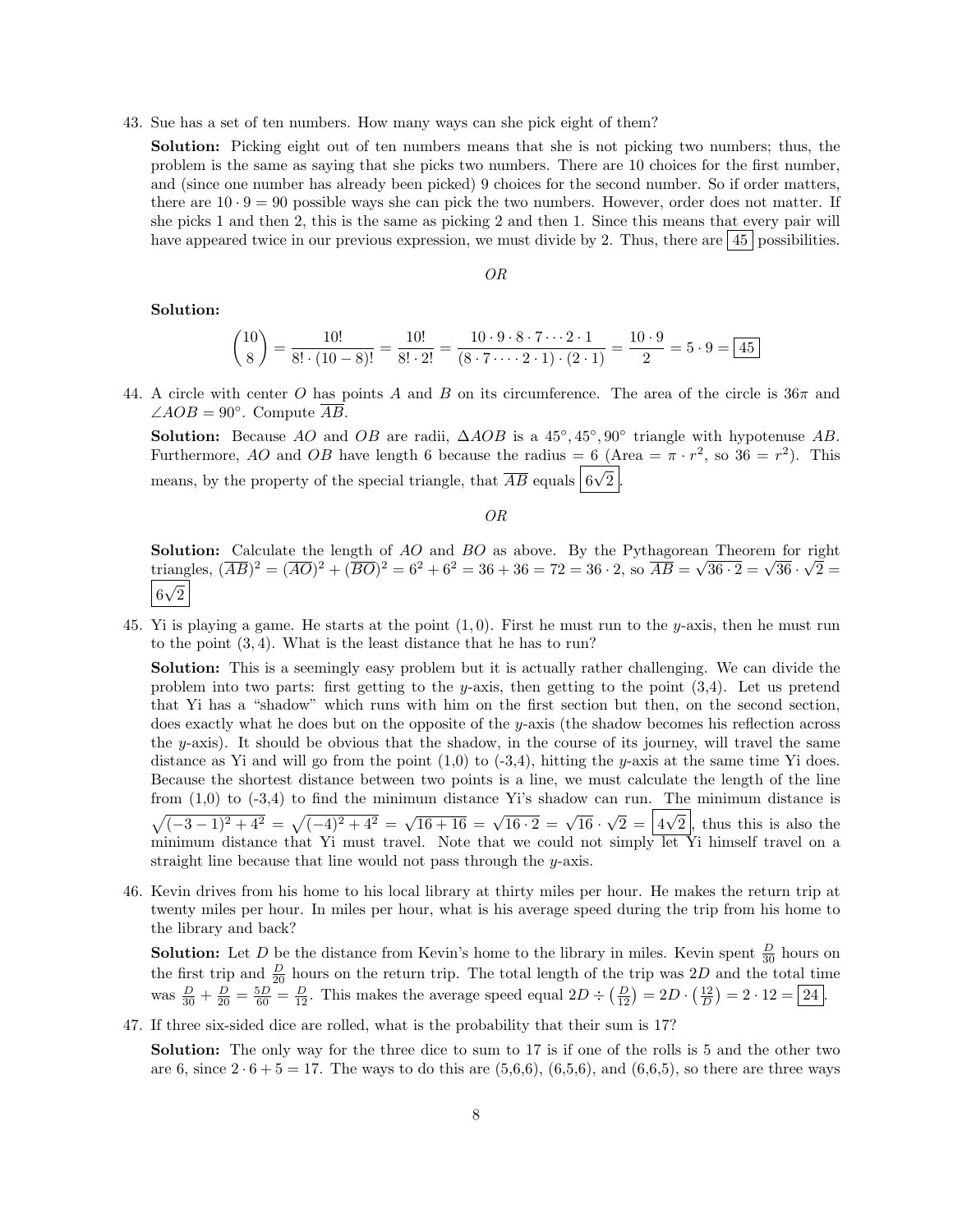43. Sue has a set of ten numbers. How many ways can she pick eight of them?

    **Solution:** Picking eight out of ten numbers means that she is not picking two numbers; thus, the problem is the same as saying that she picks two numbers. There are 10 choices for the first number, and (since one number has already been picked) 9 choices for the second number. So if order matters, there are $10 \cdot 9 = 90$ possible ways she can pick the two numbers. However, order does not matter. If she picks 1 and then 2, this is the same as picking 2 and then 1. Since this means that every pair will have appeared twice in our previous expression, we must divide by 2. Thus, there are $\boxed{45}$ possibilities.

    *OR*

    **Solution:**

    $$\binom{10}{8} = \frac{10!}{8! \cdot (10-8)!} = \frac{10!}{8! \cdot 2!} = \frac{10 \cdot 9 \cdot 8 \cdot 7 \cdots 2 \cdot 1}{(8 \cdot 7 \cdot \cdots \cdot 2 \cdot 1) \cdot (2 \cdot 1)} = \frac{10 \cdot 9}{2} = 5 \cdot 9 = \boxed{45}$$

44. A circle with center $O$ has points $A$ and $B$ on its circumference. The area of the circle is $36\pi$ and $\angle AOB = 90°$. Compute $\overline{AB}$.

    **Solution:** Because $AO$ and $OB$ are radii, $\Delta AOB$ is a $45°, 45°, 90°$ triangle with hypotenuse $AB$. Furthermore, $AO$ and $OB$ have length 6 because the radius $= 6$ (Area $= \pi \cdot r^2$, so $36 = r^2$). This means, by the property of the special triangle, that $\overline{AB}$ equals $\boxed{6\sqrt{2}}$.

    *OR*

    **Solution:** Calculate the length of $AO$ and $BO$ as above. By the Pythagorean Theorem for right triangles, $(\overline{AB})^2 = (\overline{AO})^2 + (\overline{BO})^2 = 6^2 + 6^2 = 36 + 36 = 72 = 36 \cdot 2$, so $\overline{AB} = \sqrt{36 \cdot 2} = \sqrt{36} \cdot \sqrt{2} = \boxed{6\sqrt{2}}$

45. Yi is playing a game. He starts at the point $(1, 0)$. First he must run to the $y$-axis, then he must run to the point $(3, 4)$. What is the least distance that he has to run?

    **Solution:** This is a seemingly easy problem but it is actually rather challenging. We can divide the problem into two parts: first getting to the $y$-axis, then getting to the point (3,4). Let us pretend that Yi has a "shadow" which runs with him on the first section but then, on the second section, does exactly what he does but on the opposite of the $y$-axis (the shadow becomes his reflection across the $y$-axis). It should be obvious that the shadow, in the course of its journey, will travel the same distance as Yi and will go from the point (1,0) to (-3,4), hitting the $y$-axis at the same time Yi does. Because the shortest distance between two points is a line, we must calculate the length of the line from (1,0) to (-3,4) to find the minimum distance Yi's shadow can run. The minimum distance is $\sqrt{(-3-1)^2 + 4^2} = \sqrt{(-4)^2 + 4^2} = \sqrt{16 + 16} = \sqrt{16 \cdot 2} = \sqrt{16} \cdot \sqrt{2} = \boxed{4\sqrt{2}}$, thus this is also the minimum distance that Yi must travel. Note that we could not simply let Yi himself travel on a straight line because that line would not pass through the $y$-axis.

46. Kevin drives from his home to his local library at thirty miles per hour. He makes the return trip at twenty miles per hour. In miles per hour, what is his average speed during the trip from his home to the library and back?

    **Solution:** Let $D$ be the distance from Kevin's home to the library in miles. Kevin spent $\frac{D}{30}$ hours on the first trip and $\frac{D}{20}$ hours on the return trip. The total length of the trip was $2D$ and the total time was $\frac{D}{30} + \frac{D}{20} = \frac{5D}{60} = \frac{D}{12}$. This makes the average speed equal $2D \div \left(\frac{D}{12}\right) = 2D \cdot \left(\frac{12}{D}\right) = 2 \cdot 12 = \boxed{24}$.

47. If three six-sided dice are rolled, what is the probability that their sum is 17?

    **Solution:** The only way for the three dice to sum to 17 is if one of the rolls is 5 and the other two are 6, since $2 \cdot 6 + 5 = 17$. The ways to do this are (5,6,6), (6,5,6), and (6,6,5), so there are three ways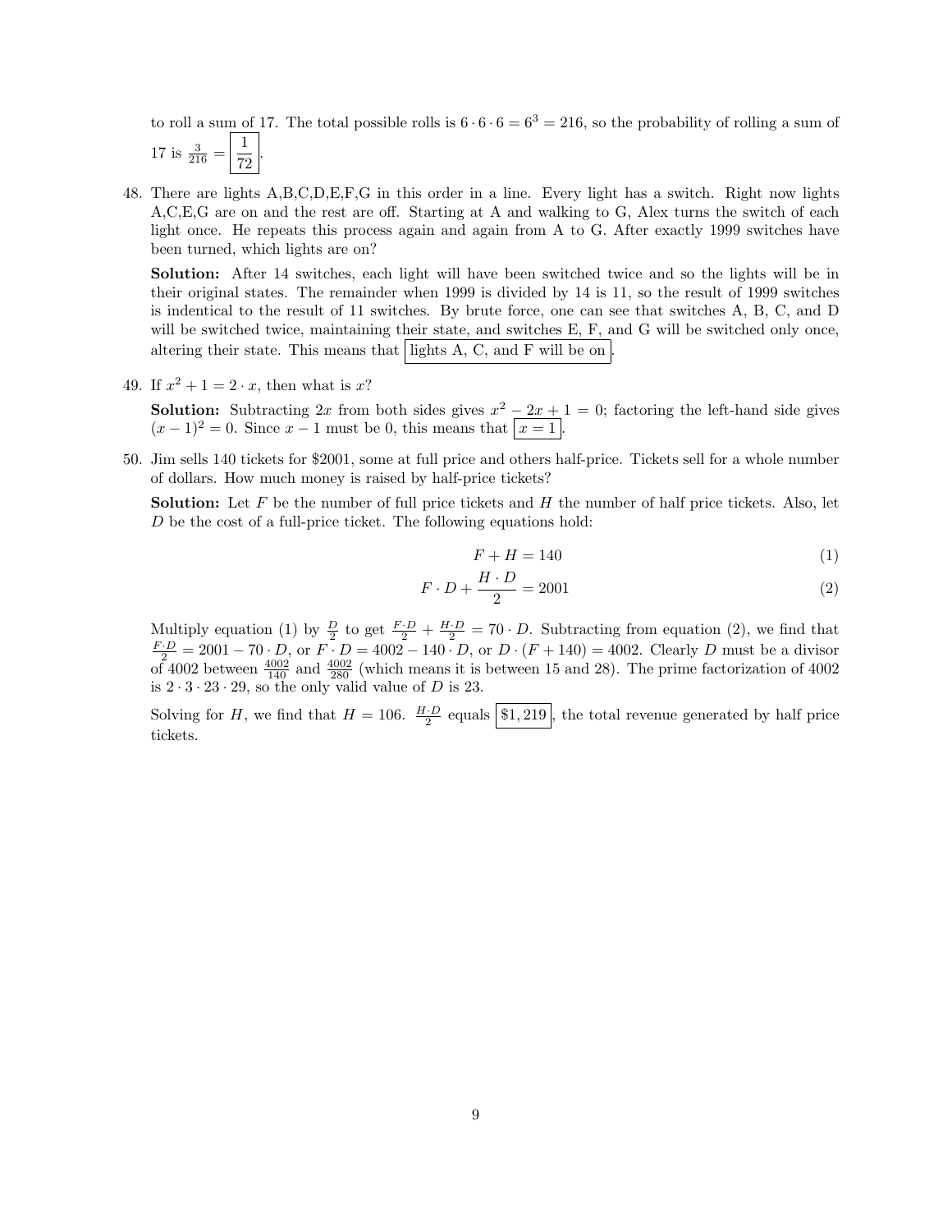to roll a sum of 17. The total possible rolls is $6 \cdot 6 \cdot 6 = 6^3 = 216$, so the probability of rolling a sum of 17 is $\frac{3}{216} = \boxed{\frac{1}{72}}$.

48. There are lights A,B,C,D,E,F,G in this order in a line. Every light has a switch. Right now lights A,C,E,G are on and the rest are off. Starting at A and walking to G, Alex turns the switch of each light once. He repeats this process again and again from A to G. After exactly 1999 switches have been turned, which lights are on?

    **Solution:** After 14 switches, each light will have been switched twice and so the lights will be in their original states. The remainder when 1999 is divided by 14 is 11, so the result of 1999 switches is indentical to the result of 11 switches. By brute force, one can see that switches A, B, C, and D will be switched twice, maintaining their state, and switches E, F, and G will be switched only once, altering their state. This means that $\boxed{\text{lights A, C, and F will be on}}$.

49. If $x^2 + 1 = 2 \cdot x$, then what is $x$?

    **Solution:** Subtracting $2x$ from both sides gives $x^2 - 2x + 1 = 0$; factoring the left-hand side gives $(x-1)^2 = 0$. Since $x - 1$ must be 0, this means that $\boxed{x = 1}$.

50. Jim sells 140 tickets for \$2001, some at full price and others half-price. Tickets sell for a whole number of dollars. How much money is raised by half-price tickets?

    **Solution:** Let $F$ be the number of full price tickets and $H$ the number of half price tickets. Also, let $D$ be the cost of a full-price ticket. The following equations hold:

$$F + H = 140 \tag{1}$$

$$F \cdot D + \frac{H \cdot D}{2} = 2001 \tag{2}$$

Multiply equation (1) by $\frac{D}{2}$ to get $\frac{F \cdot D}{2} + \frac{H \cdot D}{2} = 70 \cdot D$. Subtracting from equation (2), we find that $\frac{F \cdot D}{2} = 2001 - 70 \cdot D$, or $F \cdot D = 4002 - 140 \cdot D$, or $D \cdot (F + 140) = 4002$. Clearly $D$ must be a divisor of 4002 between $\frac{4002}{140}$ and $\frac{4002}{280}$ (which means it is between 15 and 28). The prime factorization of 4002 is $2 \cdot 3 \cdot 23 \cdot 29$, so the only valid value of $D$ is 23.

Solving for $H$, we find that $H = 106$. $\frac{H \cdot D}{2}$ equals $\boxed{\$1,219}$, the total revenue generated by half price tickets.